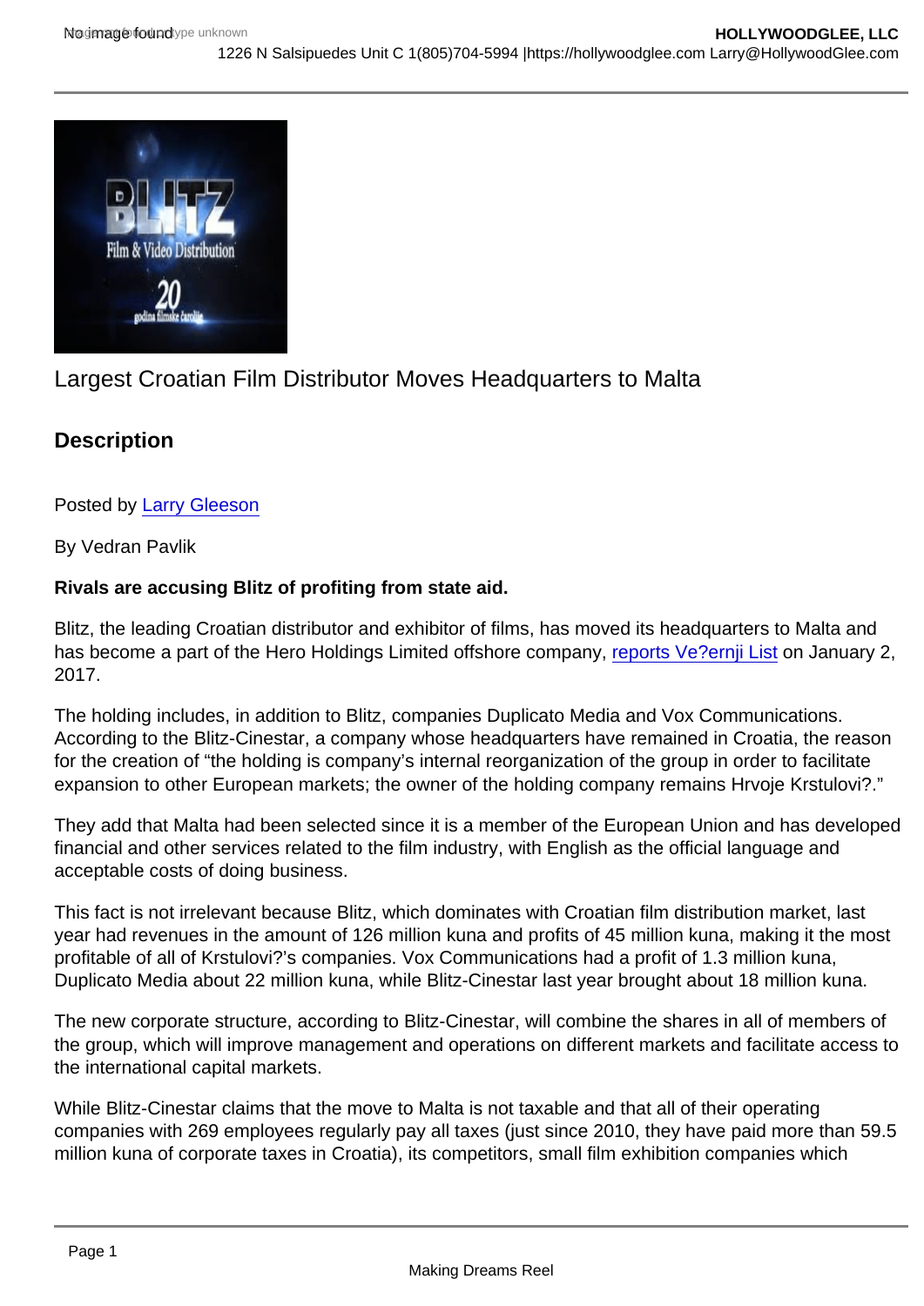Largest Croatian Film Distributor Moves Headquarters to Malta

## Description

Posted by Larry Gleeson

By Vedran Pavlik

**Rivals are accusing Blitz of profiting from state aid.**

Blitz, the leading Croatian distributor and exhibitor of films, has moved its headquarters to Malta and has become a part of the Hero Holdings Limited offshore company, reports Ve?ernji List on January 2, 2017.

The holding includes, in addition to Blitz, companies Duplicato Media and Vox Communications. According to the Blitz-Cinestar, a company whose headquarters have remained in Croatia, the reason for the creation of "the holding is company's internal reorganization of the group in order to facilitate expansion to other European markets; the owner of the holding company remains Hrvoje Krstulovi?."

They add that Malta had been selected since it is a member of the European Union and has developed financial and other services related to the film industry, with English as the official language and acceptable costs of doing business.

This fact is not irrelevant because Blitz, which dominates with Croatian film distribution market, last year had revenues in the amount of 126 million kuna and profits of 45 million kuna, making it the most profitable of all of Krstulovi?'s companies. Vox Communications had a profit of 1.3 million kuna, Duplicato Media about 22 million kuna, while Blitz-Cinestar last year brought about 18 million kuna.

The new corporate structure, according to Blitz-Cinestar, will combine the shares in all of members of the group, which will improve management and operations on different markets and facilitate access to the international capital markets.

While Blitz-Cinestar claims that the move to Malta is not taxable and that all of their operating companies with 269 employees regularly pay all taxes (just since 2010, they have paid more than 59.5 million kuna of corporate taxes in Croatia), its competitors, small film exhibition companies which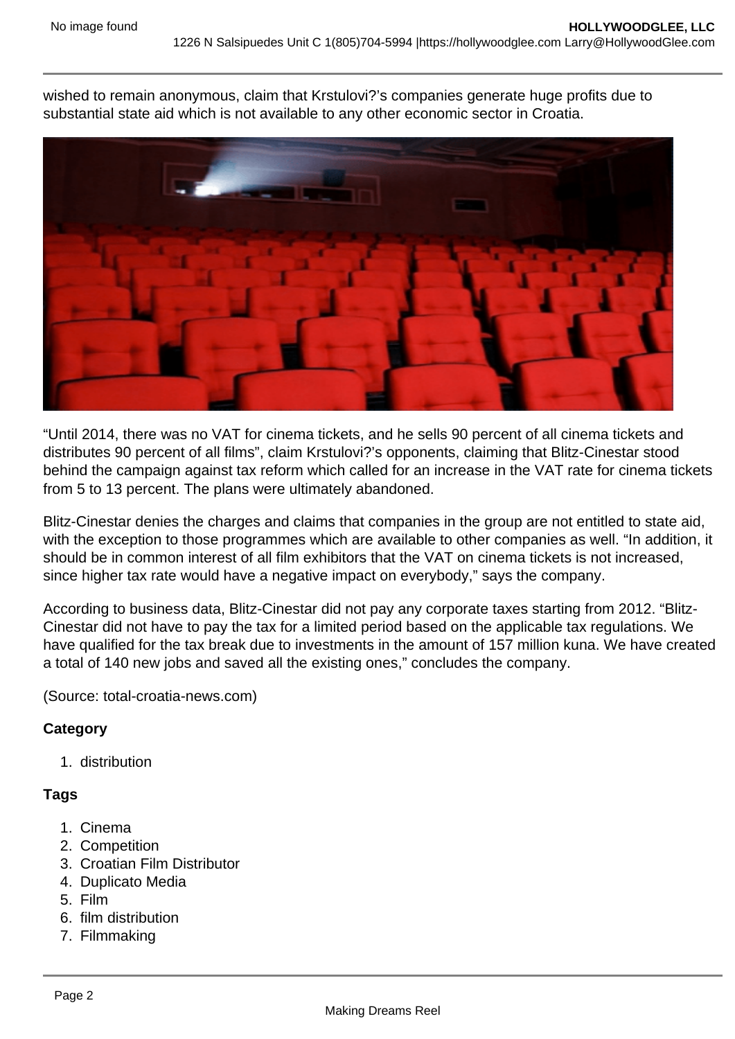wished to remain anonymous, claim that Krstulovi?'s companies generate huge profits due to substantial state aid which is not available to any other economic sector in Croatia.

"Until 2014, there was no VAT for cinema tickets, and he sells 90 percent of all cinema tickets and distributes 90 percent of all films", claim Krstulovi?'s opponents, claiming that Blitz-Cinestar stood behind the campaign against tax reform which called for an increase in the VAT rate for cinema tickets from 5 to 13 percent. The plans were ultimately abandoned.

Blitz-Cinestar denies the charges and claims that companies in the group are not entitled to state aid, with the exception to those programmes which are available to other companies as well. "In addition, it should be in common interest of all film exhibitors that the VAT on cinema tickets is not increased, since higher tax rate would have a negative impact on everybody," says the company.

According to business data, Blitz-Cinestar did not pay any corporate taxes starting from 2012. "Blitz-Cinestar did not have to pay the tax for a limited period based on the applicable tax regulations. We have qualified for the tax break due to investments in the amount of 157 million kuna. We have created a total of 140 new jobs and saved all the existing ones," concludes the company.

(Source: total-croatia-news.com)

**Category**

1. distribution

**Tags**

1. Cinema
2. Competition
3. Croatian Film Distributor
4. Duplicato Media
5. Film
6. film distribution
7. Filmmaking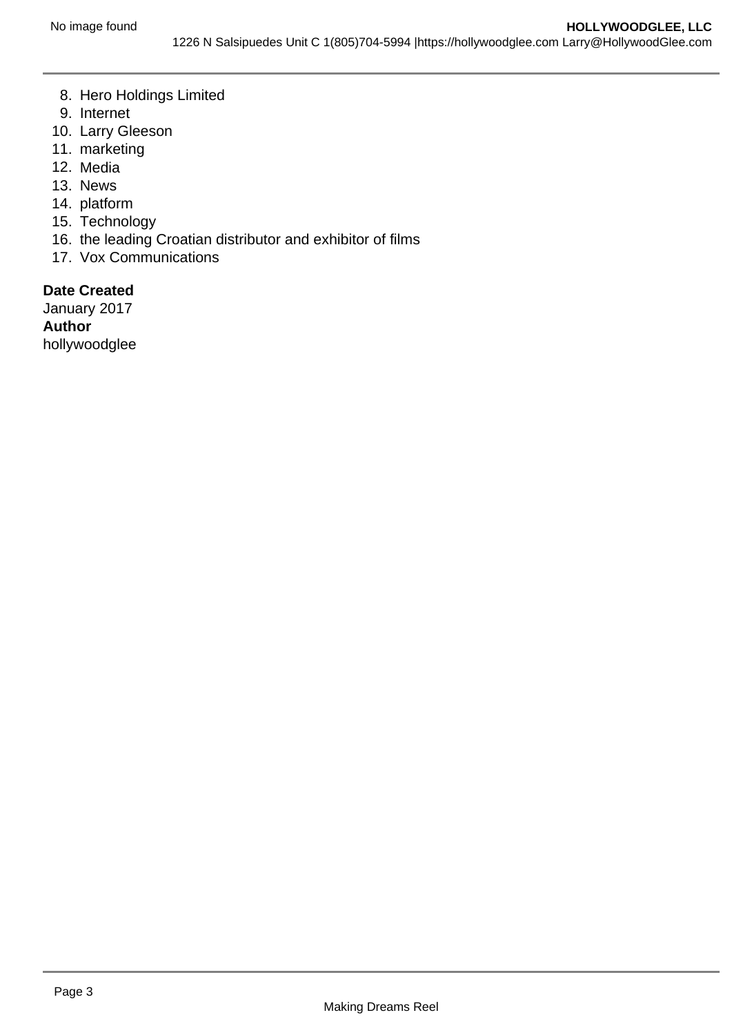8. Hero Holdings Limited
9. Internet
10. Larry Gleeson
11. marketing
12. Media
13. News
14. platform
15. Technology
16. the leading Croatian distributor and exhibitor of films
17. Vox Communications

**Date Created**
January 2017
**Author**
hollywoodglee